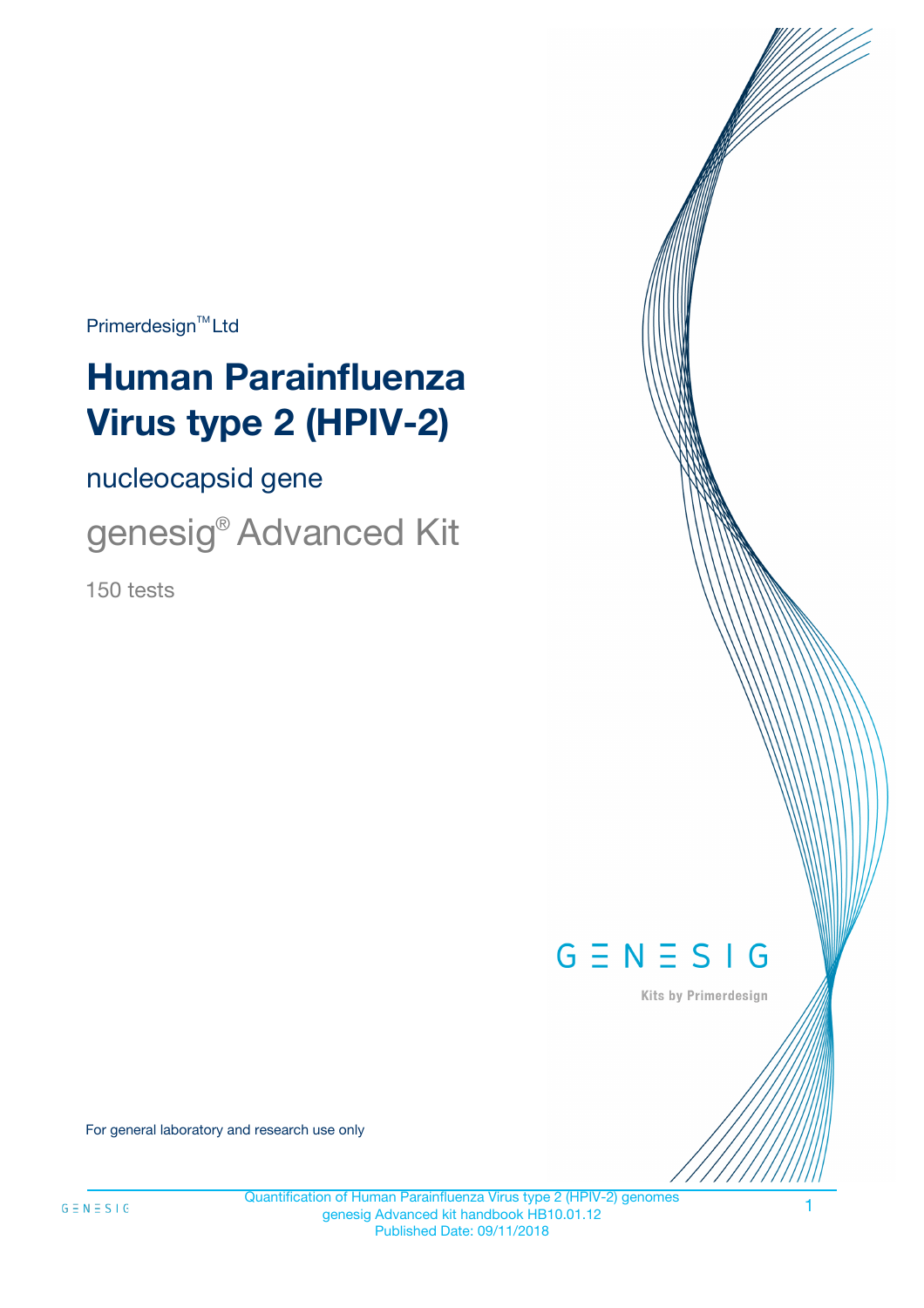Primerdesign™ Ltd

# Human Parainfluenza Virus type 2 (HPIV-2)

## nucleocapsid gene

## genesig® Advanced Kit

150 tests

GENESIG

Kits by Primerdesign

For general laboratory and research use only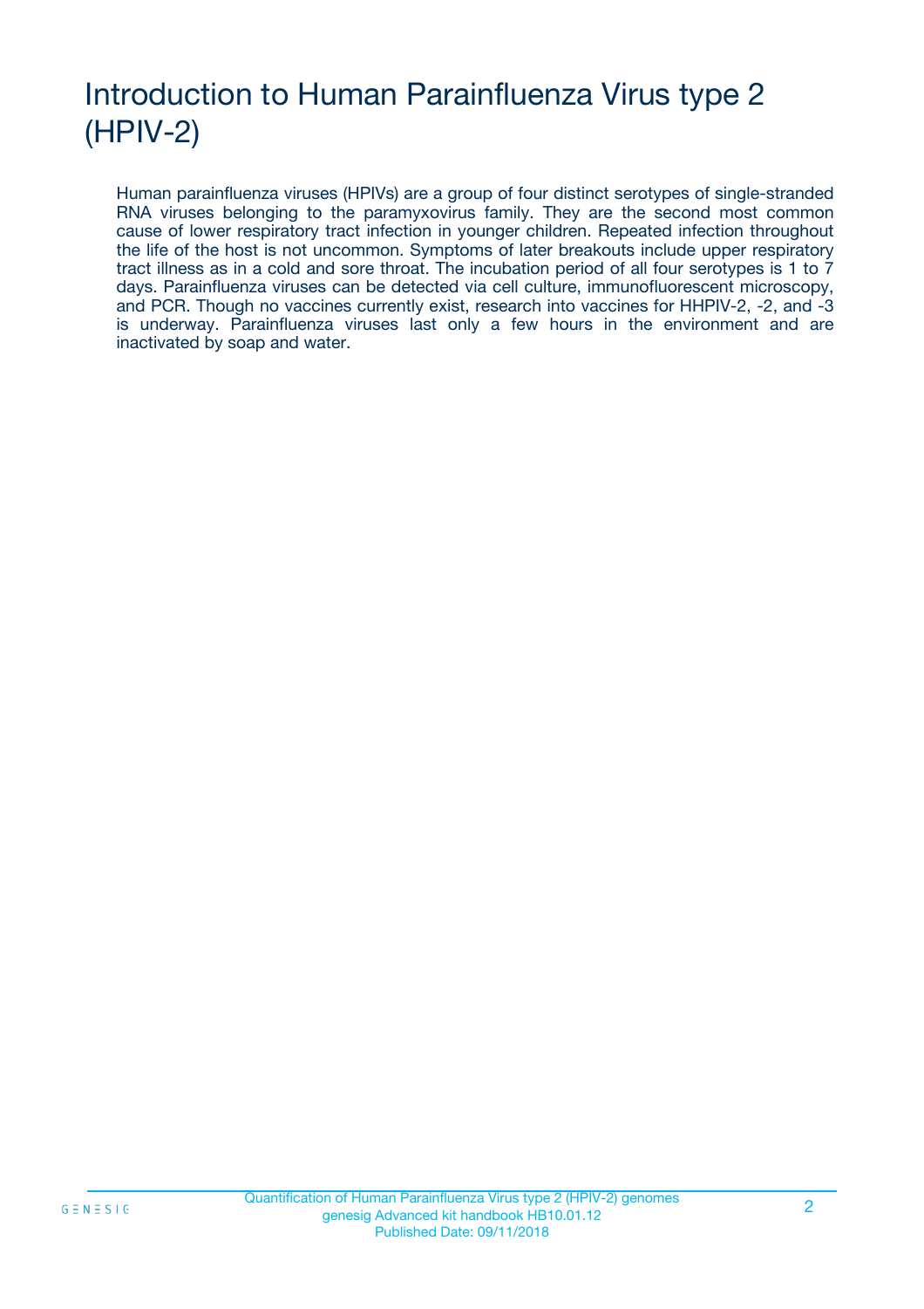# Introduction to Human Parainfluenza Virus type 2 (HPIV-2)

Human parainfluenza viruses (HPIVs) are a group of four distinct serotypes of single-stranded RNA viruses belonging to the paramyxovirus family. They are the second most common cause of lower respiratory tract infection in younger children. Repeated infection throughout the life of the host is not uncommon. Symptoms of later breakouts include upper respiratory tract illness as in a cold and sore throat. The incubation period of all four serotypes is 1 to 7 days. Parainfluenza viruses can be detected via cell culture, immunofluorescent microscopy, and PCR. Though no vaccines currently exist, research into vaccines for HHPIV-2, -2, and -3 is underway. Parainfluenza viruses last only a few hours in the environment and are inactivated by soap and water.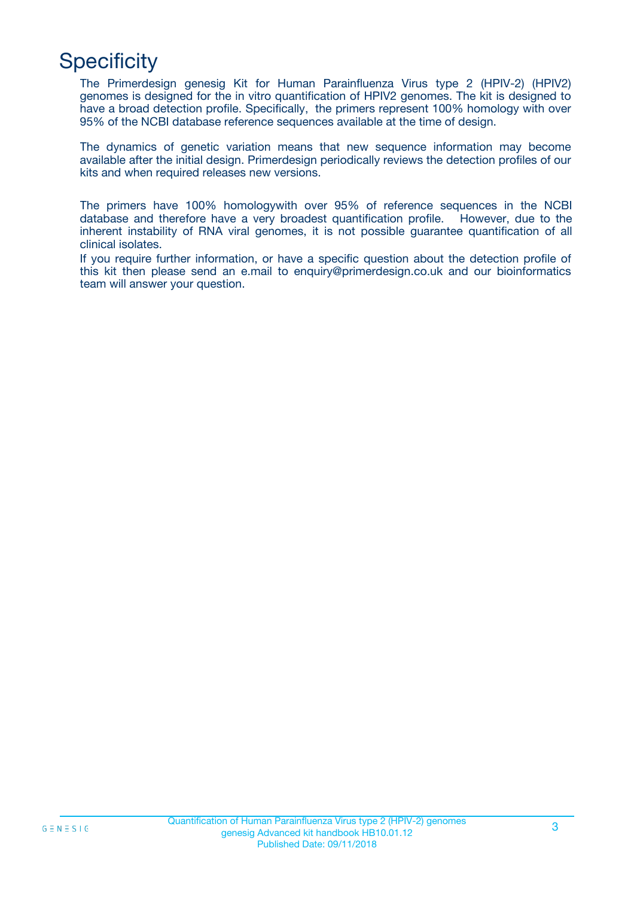# Specificity

The Primerdesign genesig Kit for Human Parainfluenza Virus type 2 (HPIV-2) (HPIV2) genomes is designed for the in vitro quantification of HPIV2 genomes. The kit is designed to have a broad detection profile. Specifically, the primers represent 100% homology with over 95% of the NCBI database reference sequences available at the time of design.

The dynamics of genetic variation means that new sequence information may become available after the initial design. Primerdesign periodically reviews the detection profiles of our kits and when required releases new versions.

The primers have 100% homologywith over 95% of reference sequences in the NCBI database and therefore have a very broadest quantification profile. However, due to the inherent instability of RNA viral genomes, it is not possible guarantee quantification of all clinical isolates.

If you require further information, or have a specific question about the detection profile of this kit then please send an e.mail to enquiry@primerdesign.co.uk and our bioinformatics team will answer your question.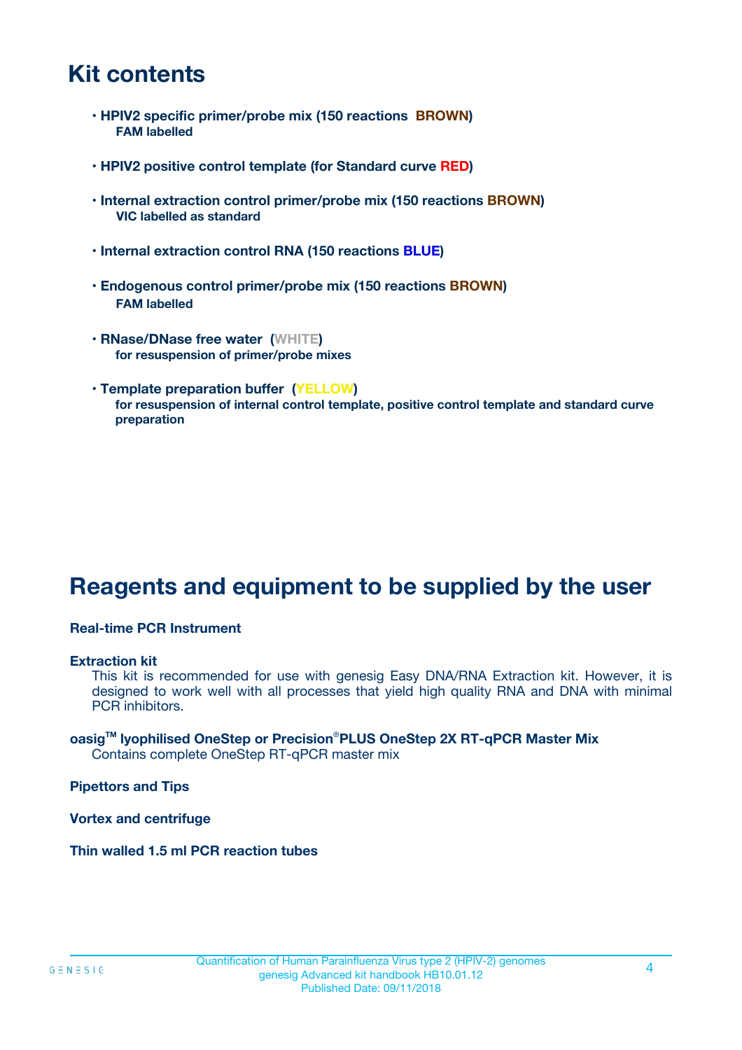# Kit contents

- **HPIV2 specific primer/probe mix (150 reactions BROWN)**
  **FAM labelled**

- **HPIV2 positive control template (for Standard curve RED)**

- **Internal extraction control primer/probe mix (150 reactions BROWN)**
  **VIC labelled as standard**

- **Internal extraction control RNA (150 reactions BLUE)**

- **Endogenous control primer/probe mix (150 reactions BROWN)**
  **FAM labelled**

- **RNase/DNase free water (WHITE)**
  **for resuspension of primer/probe mixes**

- **Template preparation buffer (YELLOW)**
  **for resuspension of internal control template, positive control template and standard curve preparation**

# Reagents and equipment to be supplied by the user

**Real-time PCR Instrument**

**Extraction kit**

This kit is recommended for use with genesig Easy DNA/RNA Extraction kit. However, it is designed to work well with all processes that yield high quality RNA and DNA with minimal PCR inhibitors.

**oasig™ lyophilised OneStep or Precision®PLUS OneStep 2X RT-qPCR Master Mix**

Contains complete OneStep RT-qPCR master mix

**Pipettors and Tips**

**Vortex and centrifuge**

**Thin walled 1.5 ml PCR reaction tubes**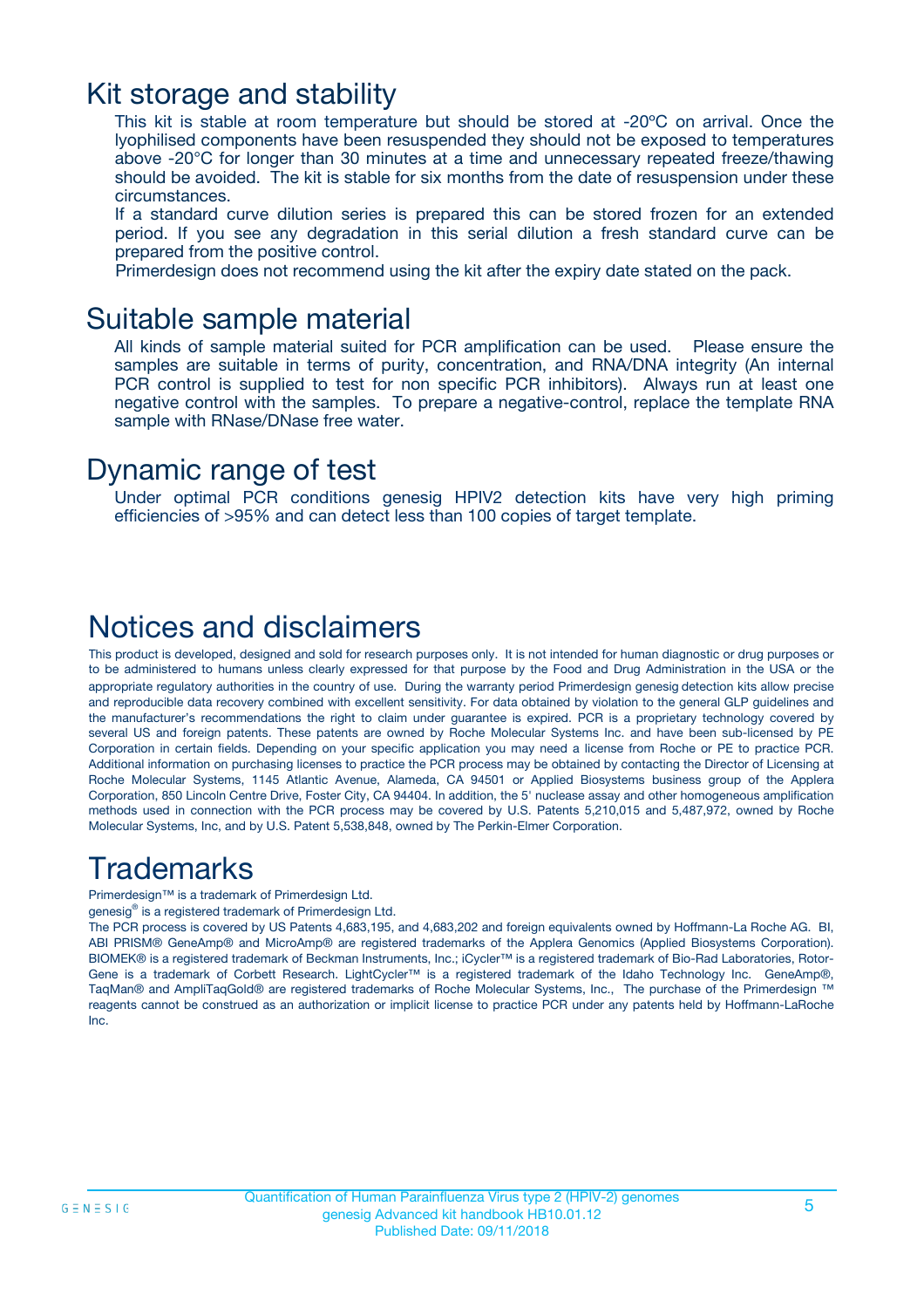# Kit storage and stability

This kit is stable at room temperature but should be stored at -20ºC on arrival. Once the lyophilised components have been resuspended they should not be exposed to temperatures above -20°C for longer than 30 minutes at a time and unnecessary repeated freeze/thawing should be avoided. The kit is stable for six months from the date of resuspension under these circumstances.

If a standard curve dilution series is prepared this can be stored frozen for an extended period. If you see any degradation in this serial dilution a fresh standard curve can be prepared from the positive control.

Primerdesign does not recommend using the kit after the expiry date stated on the pack.

# Suitable sample material

All kinds of sample material suited for PCR amplification can be used. Please ensure the samples are suitable in terms of purity, concentration, and RNA/DNA integrity (An internal PCR control is supplied to test for non specific PCR inhibitors). Always run at least one negative control with the samples. To prepare a negative-control, replace the template RNA sample with RNase/DNase free water.

# Dynamic range of test

Under optimal PCR conditions genesig HPIV2 detection kits have very high priming efficiencies of >95% and can detect less than 100 copies of target template.

# Notices and disclaimers

This product is developed, designed and sold for research purposes only. It is not intended for human diagnostic or drug purposes or to be administered to humans unless clearly expressed for that purpose by the Food and Drug Administration in the USA or the appropriate regulatory authorities in the country of use. During the warranty period Primerdesign genesig detection kits allow precise and reproducible data recovery combined with excellent sensitivity. For data obtained by violation to the general GLP guidelines and the manufacturer's recommendations the right to claim under guarantee is expired. PCR is a proprietary technology covered by several US and foreign patents. These patents are owned by Roche Molecular Systems Inc. and have been sub-licensed by PE Corporation in certain fields. Depending on your specific application you may need a license from Roche or PE to practice PCR. Additional information on purchasing licenses to practice the PCR process may be obtained by contacting the Director of Licensing at Roche Molecular Systems, 1145 Atlantic Avenue, Alameda, CA 94501 or Applied Biosystems business group of the Applera Corporation, 850 Lincoln Centre Drive, Foster City, CA 94404. In addition, the 5' nuclease assay and other homogeneous amplification methods used in connection with the PCR process may be covered by U.S. Patents 5,210,015 and 5,487,972, owned by Roche Molecular Systems, Inc, and by U.S. Patent 5,538,848, owned by The Perkin-Elmer Corporation.

# Trademarks

Primerdesign™ is a trademark of Primerdesign Ltd.

genesig® is a registered trademark of Primerdesign Ltd.

The PCR process is covered by US Patents 4,683,195, and 4,683,202 and foreign equivalents owned by Hoffmann-La Roche AG. BI, ABI PRISM® GeneAmp® and MicroAmp® are registered trademarks of the Applera Genomics (Applied Biosystems Corporation). BIOMEK® is a registered trademark of Beckman Instruments, Inc.; iCycler™ is a registered trademark of Bio-Rad Laboratories, Rotor-Gene is a trademark of Corbett Research. LightCycler™ is a registered trademark of the Idaho Technology Inc. GeneAmp®, TaqMan® and AmpliTaqGold® are registered trademarks of Roche Molecular Systems, Inc., The purchase of the Primerdesign ™ reagents cannot be construed as an authorization or implicit license to practice PCR under any patents held by Hoffmann-LaRoche Inc.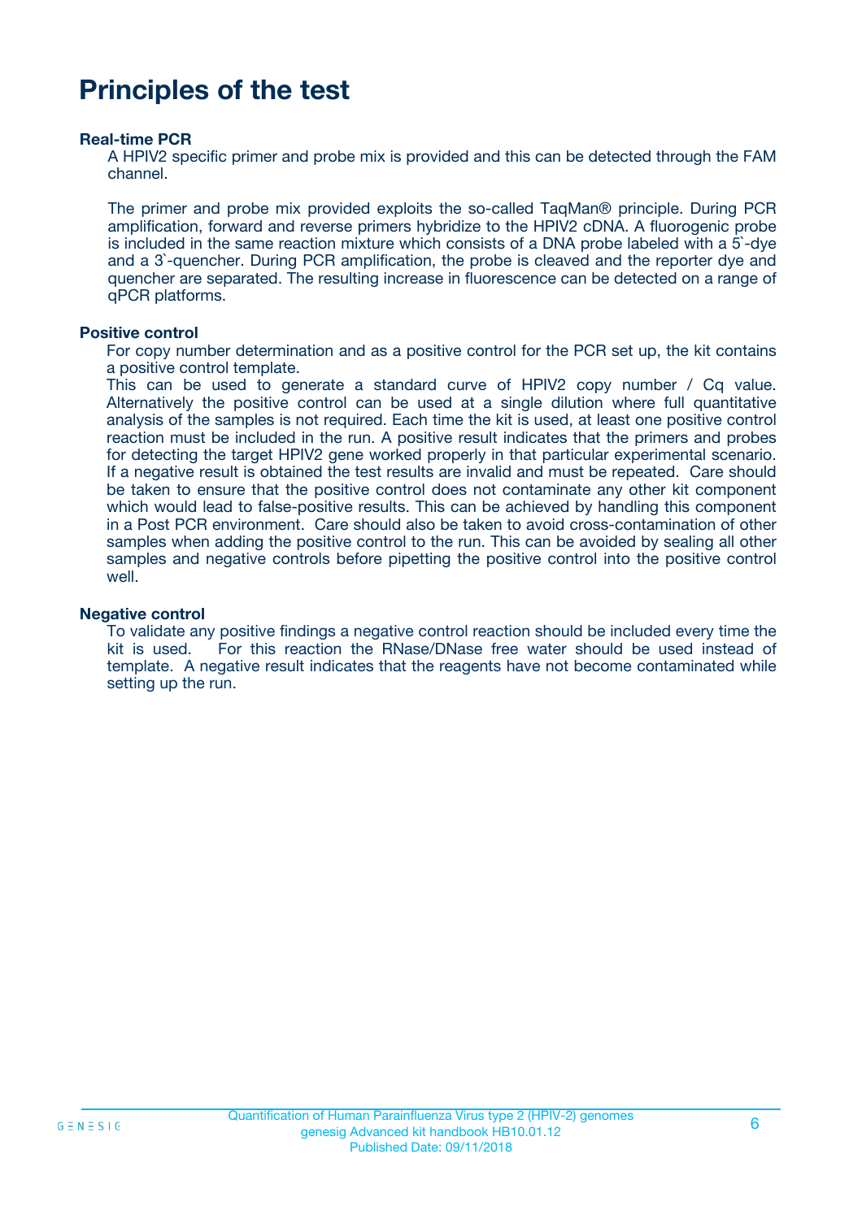# Principles of the test

**Real-time PCR**

A HPIV2 specific primer and probe mix is provided and this can be detected through the FAM channel.

The primer and probe mix provided exploits the so-called TaqMan® principle. During PCR amplification, forward and reverse primers hybridize to the HPIV2 cDNA. A fluorogenic probe is included in the same reaction mixture which consists of a DNA probe labeled with a 5`-dye and a 3`-quencher. During PCR amplification, the probe is cleaved and the reporter dye and quencher are separated. The resulting increase in fluorescence can be detected on a range of qPCR platforms.

**Positive control**

For copy number determination and as a positive control for the PCR set up, the kit contains a positive control template.

This can be used to generate a standard curve of HPIV2 copy number / Cq value. Alternatively the positive control can be used at a single dilution where full quantitative analysis of the samples is not required. Each time the kit is used, at least one positive control reaction must be included in the run. A positive result indicates that the primers and probes for detecting the target HPIV2 gene worked properly in that particular experimental scenario. If a negative result is obtained the test results are invalid and must be repeated. Care should be taken to ensure that the positive control does not contaminate any other kit component which would lead to false-positive results. This can be achieved by handling this component in a Post PCR environment. Care should also be taken to avoid cross-contamination of other samples when adding the positive control to the run. This can be avoided by sealing all other samples and negative controls before pipetting the positive control into the positive control well.

**Negative control**

To validate any positive findings a negative control reaction should be included every time the kit is used. For this reaction the RNase/DNase free water should be used instead of template. A negative result indicates that the reagents have not become contaminated while setting up the run.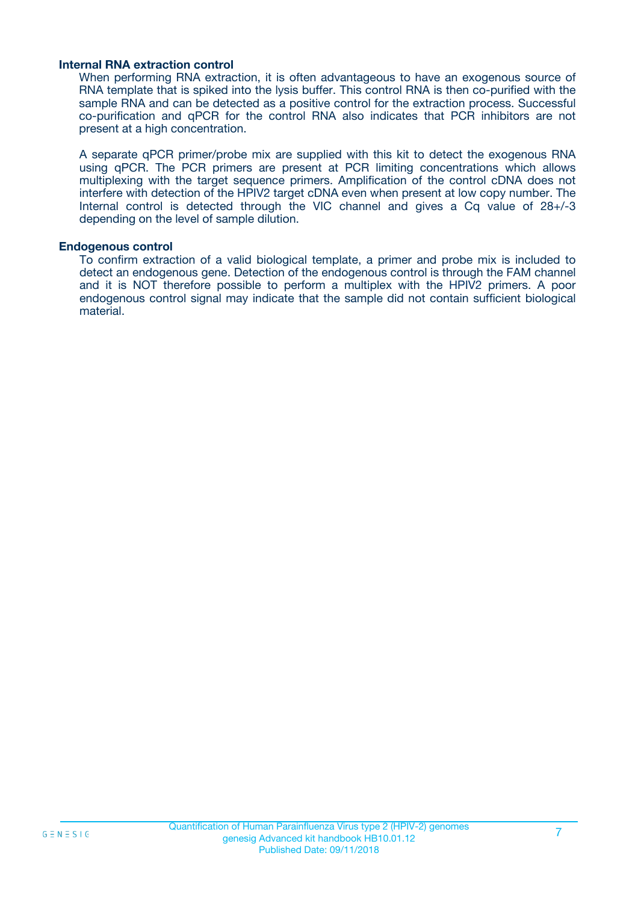### Internal RNA extraction control

When performing RNA extraction, it is often advantageous to have an exogenous source of RNA template that is spiked into the lysis buffer. This control RNA is then co-purified with the sample RNA and can be detected as a positive control for the extraction process. Successful co-purification and qPCR for the control RNA also indicates that PCR inhibitors are not present at a high concentration.

A separate qPCR primer/probe mix are supplied with this kit to detect the exogenous RNA using qPCR. The PCR primers are present at PCR limiting concentrations which allows multiplexing with the target sequence primers. Amplification of the control cDNA does not interfere with detection of the HPIV2 target cDNA even when present at low copy number. The Internal control is detected through the VIC channel and gives a Cq value of 28+/-3 depending on the level of sample dilution.

### Endogenous control

To confirm extraction of a valid biological template, a primer and probe mix is included to detect an endogenous gene. Detection of the endogenous control is through the FAM channel and it is NOT therefore possible to perform a multiplex with the HPIV2 primers. A poor endogenous control signal may indicate that the sample did not contain sufficient biological material.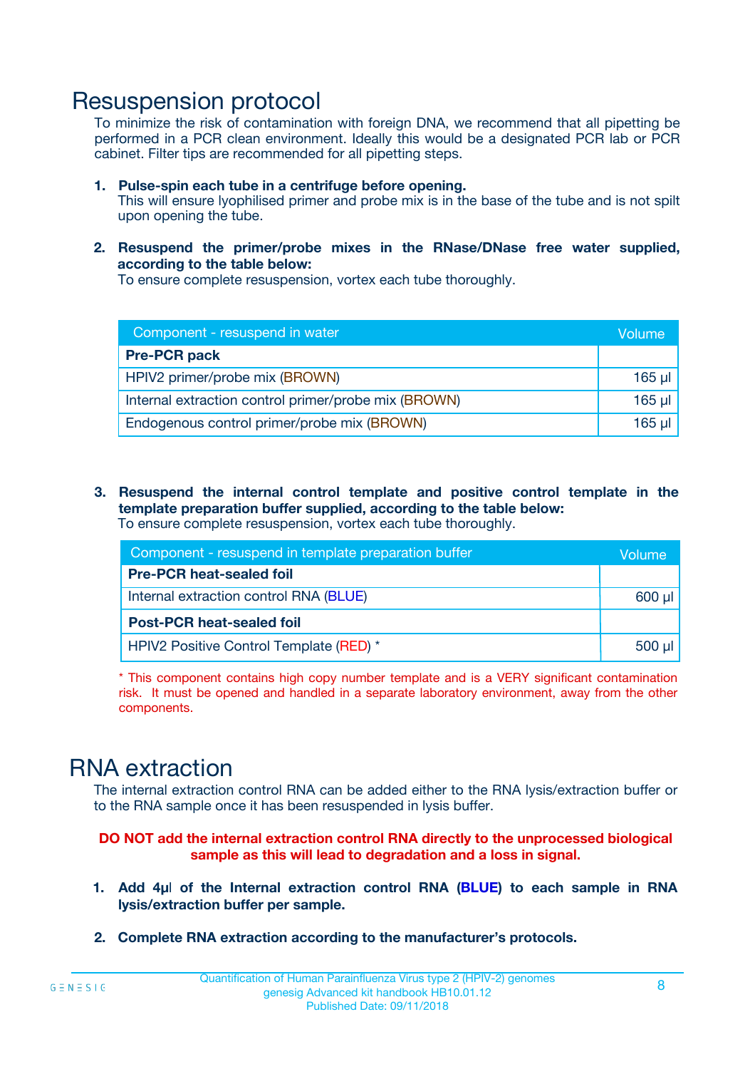# Resuspension protocol

To minimize the risk of contamination with foreign DNA, we recommend that all pipetting be performed in a PCR clean environment. Ideally this would be a designated PCR lab or PCR cabinet. Filter tips are recommended for all pipetting steps.

1. **Pulse-spin each tube in a centrifuge before opening.**
   This will ensure lyophilised primer and probe mix is in the base of the tube and is not spilt upon opening the tube.

2. **Resuspend the primer/probe mixes in the RNase/DNase free water supplied, according to the table below:**
   To ensure complete resuspension, vortex each tube thoroughly.

| Component - resuspend in water | Volume |
|---|---|
| **Pre-PCR pack** | |
| HPIV2 primer/probe mix (BROWN) | 165 µl |
| Internal extraction control primer/probe mix (BROWN) | 165 µl |
| Endogenous control primer/probe mix (BROWN) | 165 µl |

3. **Resuspend the internal control template and positive control template in the template preparation buffer supplied, according to the table below:**
   To ensure complete resuspension, vortex each tube thoroughly.

| Component - resuspend in template preparation buffer | Volume |
|---|---|
| **Pre-PCR heat-sealed foil** | |
| Internal extraction control RNA (BLUE) | 600 µl |
| **Post-PCR heat-sealed foil** | |
| HPIV2 Positive Control Template (RED) * | 500 µl |

\* This component contains high copy number template and is a VERY significant contamination risk. It must be opened and handled in a separate laboratory environment, away from the other components.

# RNA extraction

The internal extraction control RNA can be added either to the RNA lysis/extraction buffer or to the RNA sample once it has been resuspended in lysis buffer.

**DO NOT add the internal extraction control RNA directly to the unprocessed biological sample as this will lead to degradation and a loss in signal.**

1. **Add 4µl of the Internal extraction control RNA (BLUE) to each sample in RNA lysis/extraction buffer per sample.**

2. **Complete RNA extraction according to the manufacturer's protocols.**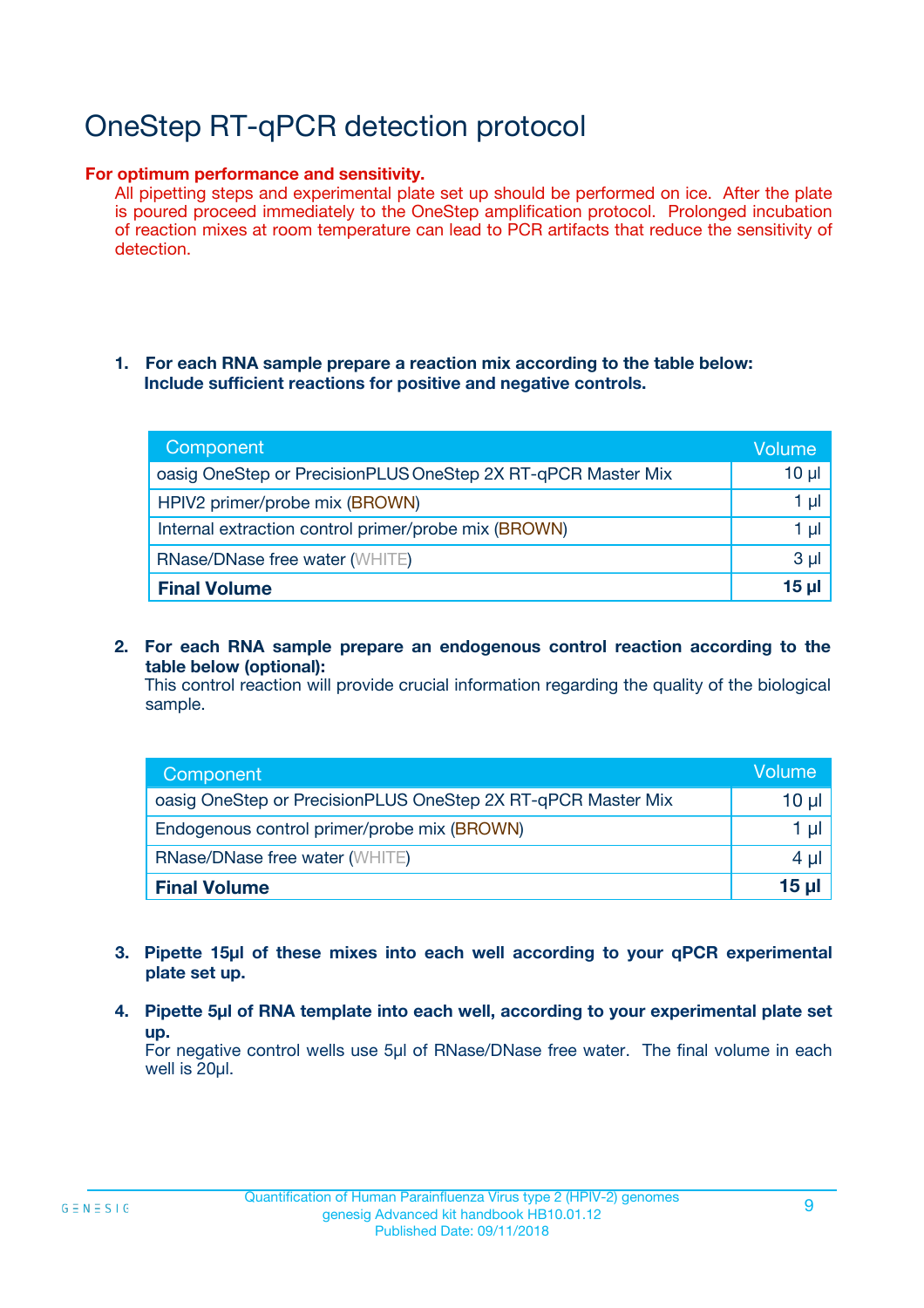# OneStep RT-qPCR detection protocol

**For optimum performance and sensitivity.**
All pipetting steps and experimental plate set up should be performed on ice. After the plate is poured proceed immediately to the OneStep amplification protocol. Prolonged incubation of reaction mixes at room temperature can lead to PCR artifacts that reduce the sensitivity of detection.

1. **For each RNA sample prepare a reaction mix according to the table below: Include sufficient reactions for positive and negative controls.**

| Component | Volume |
|---|---|
| oasig OneStep or PrecisionPLUS OneStep 2X RT-qPCR Master Mix | 10 µl |
| HPIV2 primer/probe mix (BROWN) | 1 µl |
| Internal extraction control primer/probe mix (BROWN) | 1 µl |
| RNase/DNase free water (WHITE) | 3 µl |
| **Final Volume** | **15 µl** |

2. **For each RNA sample prepare an endogenous control reaction according to the table below (optional):**
   This control reaction will provide crucial information regarding the quality of the biological sample.

| Component | Volume |
|---|---|
| oasig OneStep or PrecisionPLUS OneStep 2X RT-qPCR Master Mix | 10 µl |
| Endogenous control primer/probe mix (BROWN) | 1 µl |
| RNase/DNase free water (WHITE) | 4 µl |
| **Final Volume** | **15 µl** |

3. **Pipette 15µl of these mixes into each well according to your qPCR experimental plate set up.**

4. **Pipette 5µl of RNA template into each well, according to your experimental plate set up.**
   For negative control wells use 5µl of RNase/DNase free water. The final volume in each well is 20µl.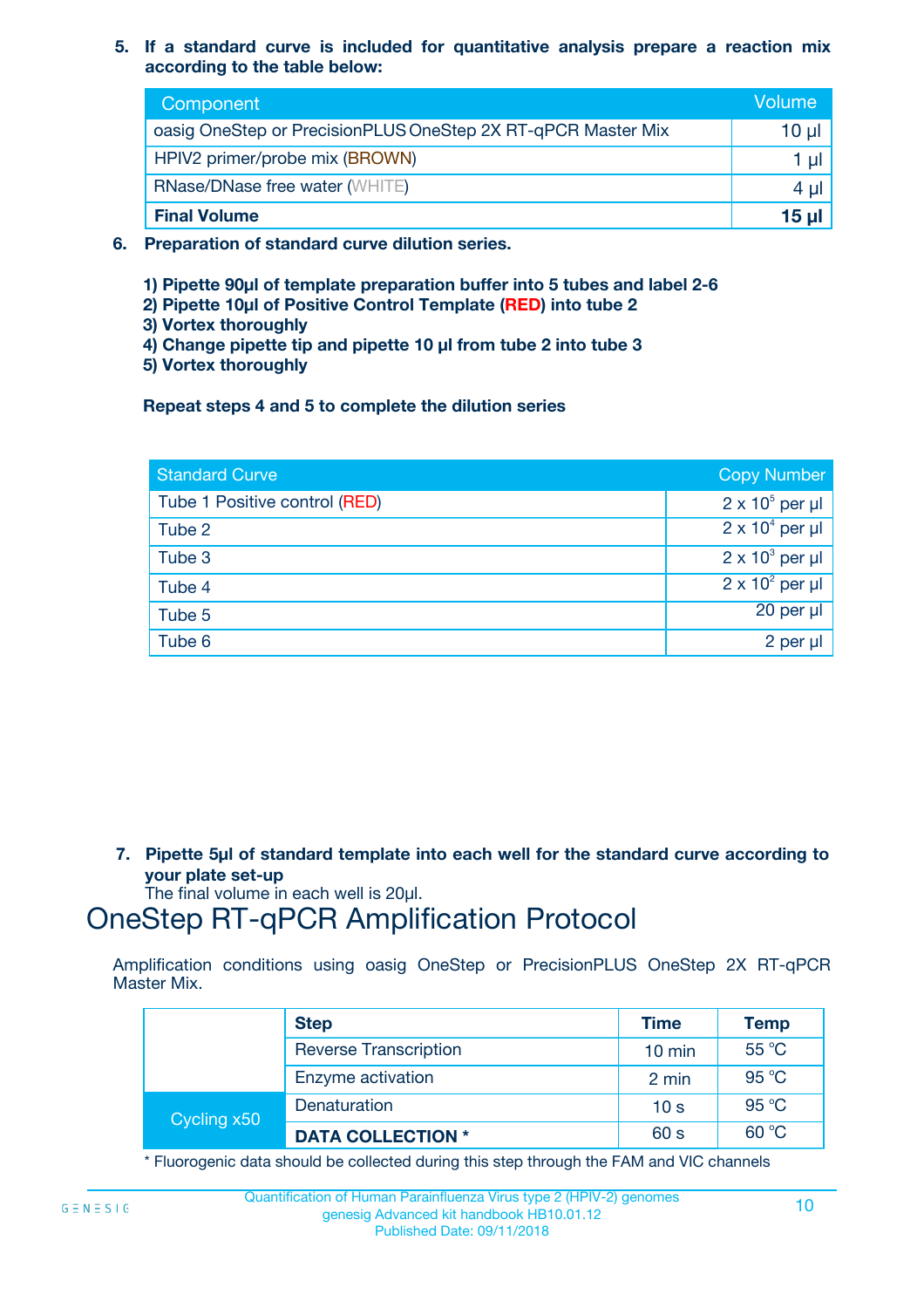5. **If a standard curve is included for quantitative analysis prepare a reaction mix according to the table below:**

| Component | Volume |
|---|---|
| oasig OneStep or PrecisionPLUS OneStep 2X RT-qPCR Master Mix | 10 µl |
| HPIV2 primer/probe mix (BROWN) | 1 µl |
| RNase/DNase free water (WHITE) | 4 µl |
| **Final Volume** | **15 µl** |

6. **Preparation of standard curve dilution series.**

   **1) Pipette 90µl of template preparation buffer into 5 tubes and label 2-6**
   **2) Pipette 10µl of Positive Control Template (RED) into tube 2**
   **3) Vortex thoroughly**
   **4) Change pipette tip and pipette 10 µl from tube 2 into tube 3**
   **5) Vortex thoroughly**

   **Repeat steps 4 and 5 to complete the dilution series**

| Standard Curve | Copy Number |
|---|---|
| Tube 1 Positive control (RED) | $2 \times 10^5$ per µl |
| Tube 2 | $2 \times 10^4$ per µl |
| Tube 3 | $2 \times 10^3$ per µl |
| Tube 4 | $2 \times 10^2$ per µl |
| Tube 5 | 20 per µl |
| Tube 6 | 2 per µl |

7. **Pipette 5µl of standard template into each well for the standard curve according to your plate set-up**
   The final volume in each well is 20µl.

# OneStep RT-qPCR Amplification Protocol

Amplification conditions using oasig OneStep or PrecisionPLUS OneStep 2X RT-qPCR Master Mix.

| | Step | Time | Temp |
|---|---|---|---|
| | Reverse Transcription | 10 min | 55 °C |
| | Enzyme activation | 2 min | 95 °C |
| Cycling x50 | Denaturation | 10 s | 95 °C |
| | **DATA COLLECTION *** | 60 s | 60 °C |

* Fluorogenic data should be collected during this step through the FAM and VIC channels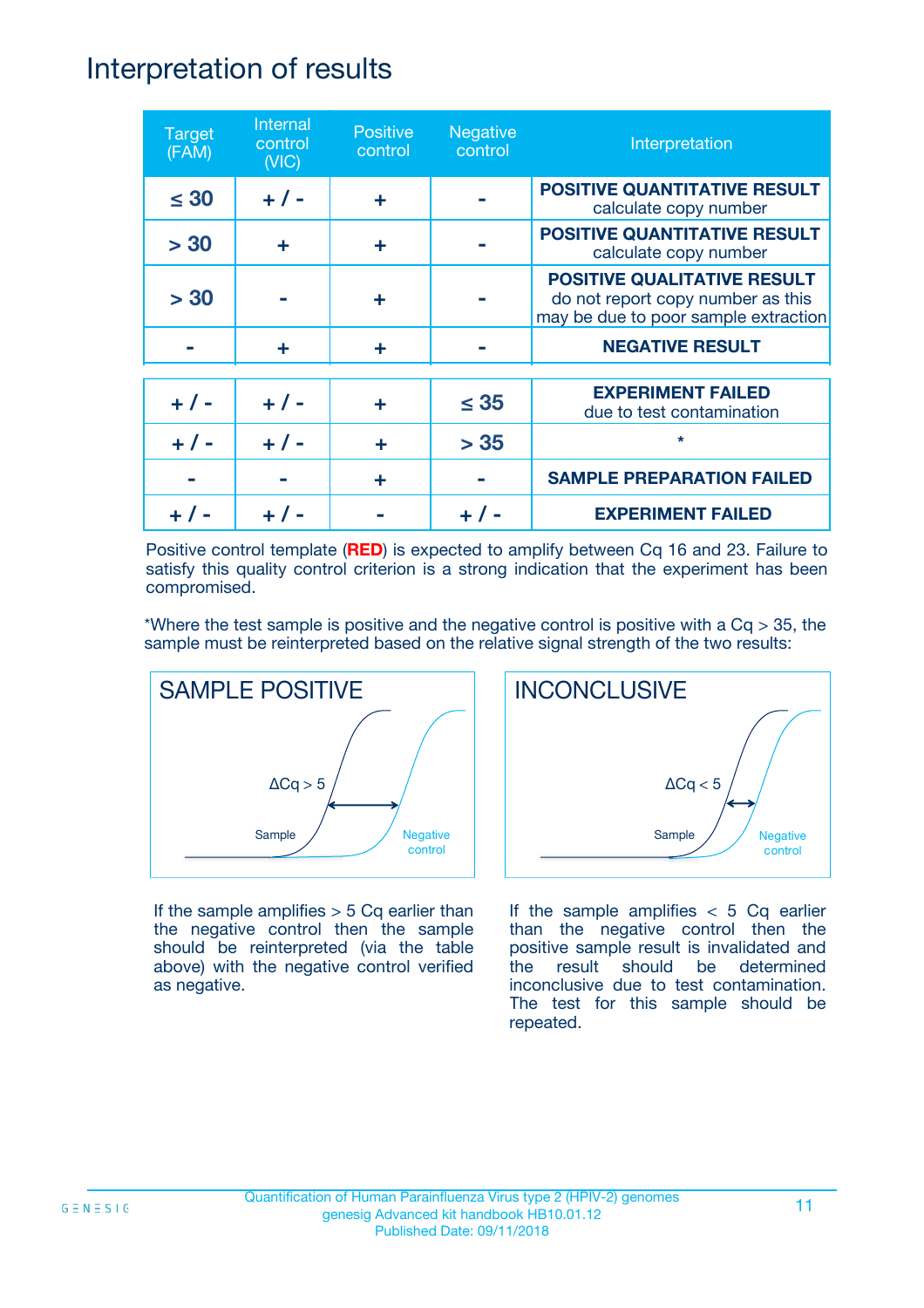# Interpretation of results

| Target (FAM) | Internal control (VIC) | Positive control | Negative control | Interpretation |
|---|---|---|---|---|
| ≤ 30 | + / - | + | - | **POSITIVE QUANTITATIVE RESULT** calculate copy number |
| > 30 | + | + | - | **POSITIVE QUANTITATIVE RESULT** calculate copy number |
| > 30 | - | + | - | **POSITIVE QUALITATIVE RESULT** do not report copy number as this may be due to poor sample extraction |
| - | + | + | - | **NEGATIVE RESULT** |
| + / - | + / - | + | ≤ 35 | **EXPERIMENT FAILED** due to test contamination |
| + / - | + / - | + | > 35 | * |
| - | - | + | - | **SAMPLE PREPARATION FAILED** |
| + / - | + / - | - | + / - | **EXPERIMENT FAILED** |

Positive control template (**RED**) is expected to amplify between Cq 16 and 23. Failure to satisfy this quality control criterion is a strong indication that the experiment has been compromised.

*Where the test sample is positive and the negative control is positive with a Cq > 35, the sample must be reinterpreted based on the relative signal strength of the two results:

**SAMPLE POSITIVE**

ΔCq > 5

Sample

Negative control

If the sample amplifies > 5 Cq earlier than the negative control then the sample should be reinterpreted (via the table above) with the negative control verified as negative.

**INCONCLUSIVE**

ΔCq < 5

Sample

Negative control

If the sample amplifies < 5 Cq earlier than the negative control then the positive sample result is invalidated and the result should be determined inconclusive due to test contamination. The test for this sample should be repeated.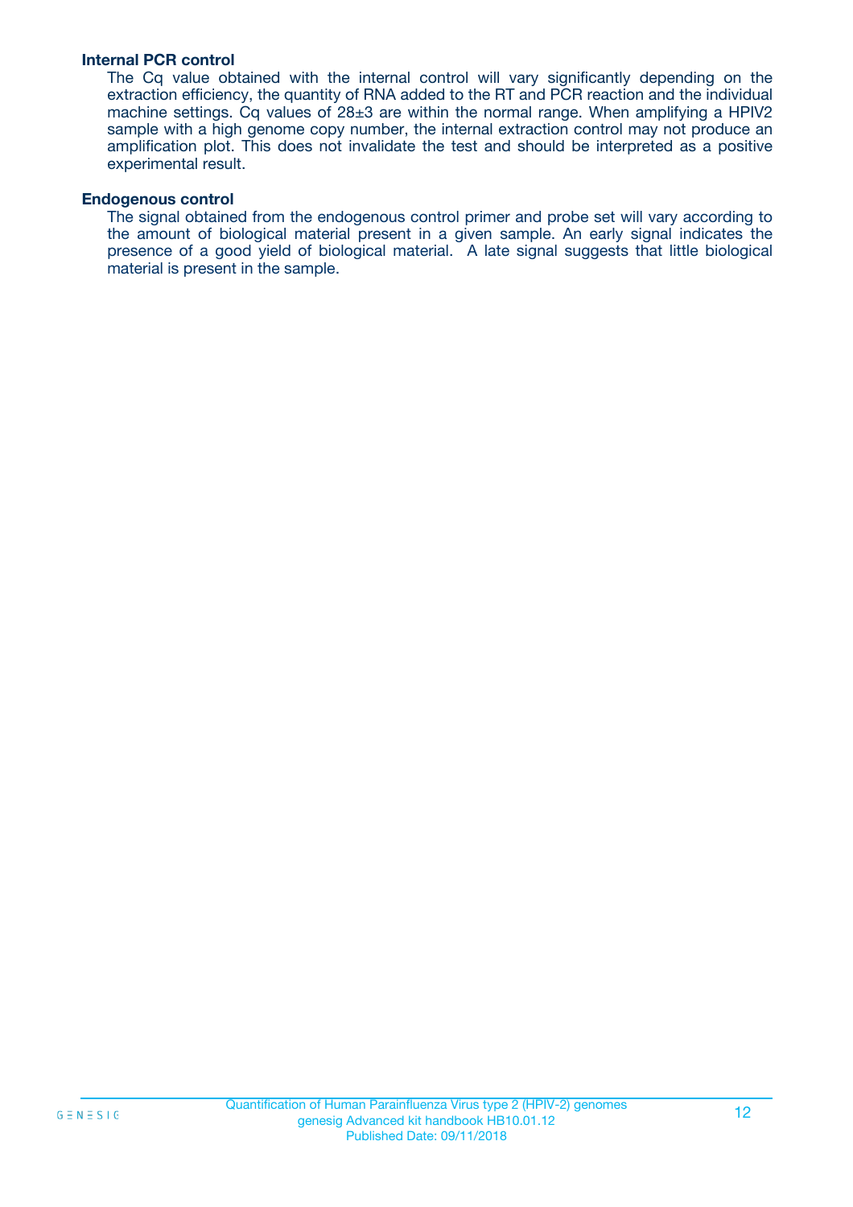**Internal PCR control**

The Cq value obtained with the internal control will vary significantly depending on the extraction efficiency, the quantity of RNA added to the RT and PCR reaction and the individual machine settings. Cq values of 28±3 are within the normal range. When amplifying a HPIV2 sample with a high genome copy number, the internal extraction control may not produce an amplification plot. This does not invalidate the test and should be interpreted as a positive experimental result.

**Endogenous control**

The signal obtained from the endogenous control primer and probe set will vary according to the amount of biological material present in a given sample. An early signal indicates the presence of a good yield of biological material. A late signal suggests that little biological material is present in the sample.